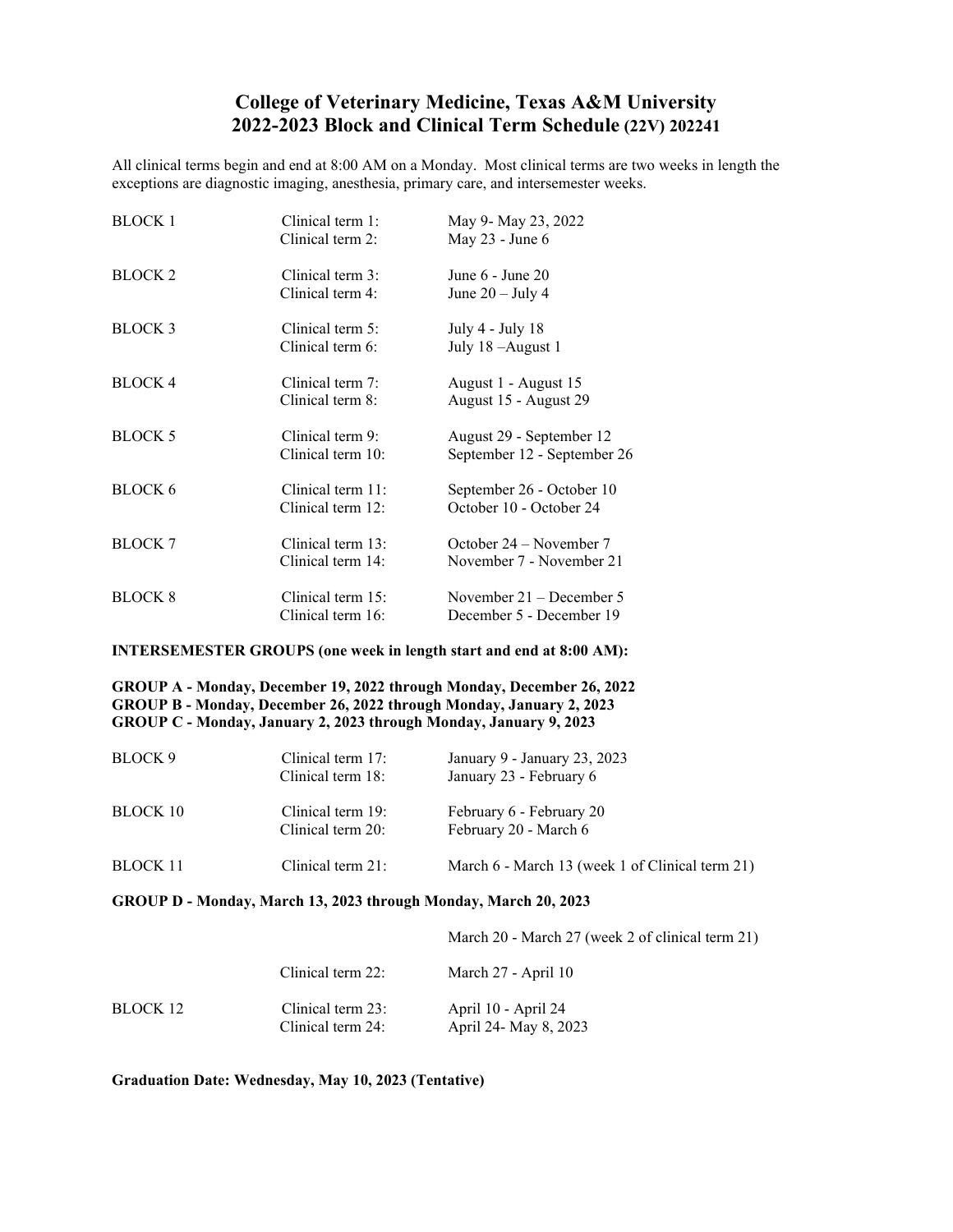# College of Veterinary Medicine, Texas A&M University
# 2022-2023 Block and Clinical Term Schedule (22V) 202241

All clinical terms begin and end at 8:00 AM on a Monday. Most clinical terms are two weeks in length the exceptions are diagnostic imaging, anesthesia, primary care, and intersemester weeks.

| | | |
|---|---|---|
| BLOCK 1 | Clinical term 1: | May 9- May 23, 2022 |
| | Clinical term 2: | May 23 - June 6 |
| BLOCK 2 | Clinical term 3: | June 6 - June 20 |
| | Clinical term 4: | June 20 – July 4 |
| BLOCK 3 | Clinical term 5: | July 4 - July 18 |
| | Clinical term 6: | July 18 –August 1 |
| BLOCK 4 | Clinical term 7: | August 1 - August 15 |
| | Clinical term 8: | August 15 - August 29 |
| BLOCK 5 | Clinical term 9: | August 29 - September 12 |
| | Clinical term 10: | September 12 - September 26 |
| BLOCK 6 | Clinical term 11: | September 26 - October 10 |
| | Clinical term 12: | October 10 - October 24 |
| BLOCK 7 | Clinical term 13: | October 24 – November 7 |
| | Clinical term 14: | November 7 - November 21 |
| BLOCK 8 | Clinical term 15: | November 21 – December 5 |
| | Clinical term 16: | December 5 - December 19 |

**INTERSEMESTER GROUPS (one week in length start and end at 8:00 AM):**

**GROUP A - Monday, December 19, 2022 through Monday, December 26, 2022**
**GROUP B - Monday, December 26, 2022 through Monday, January 2, 2023**
**GROUP C - Monday, January 2, 2023 through Monday, January 9, 2023**

| | | |
|---|---|---|
| BLOCK 9 | Clinical term 17: | January 9 - January 23, 2023 |
| | Clinical term 18: | January 23 - February 6 |
| BLOCK 10 | Clinical term 19: | February 6 - February 20 |
| | Clinical term 20: | February 20 - March 6 |
| BLOCK 11 | Clinical term 21: | March 6 - March 13 (week 1 of Clinical term 21) |

**GROUP D - Monday, March 13, 2023 through Monday, March 20, 2023**

| | | |
|---|---|---|
| | | March 20 - March 27 (week 2 of clinical term 21) |
| | Clinical term 22: | March 27 - April 10 |
| BLOCK 12 | Clinical term 23: | April 10 - April 24 |
| | Clinical term 24: | April 24- May 8, 2023 |

**Graduation Date: Wednesday, May 10, 2023 (Tentative)**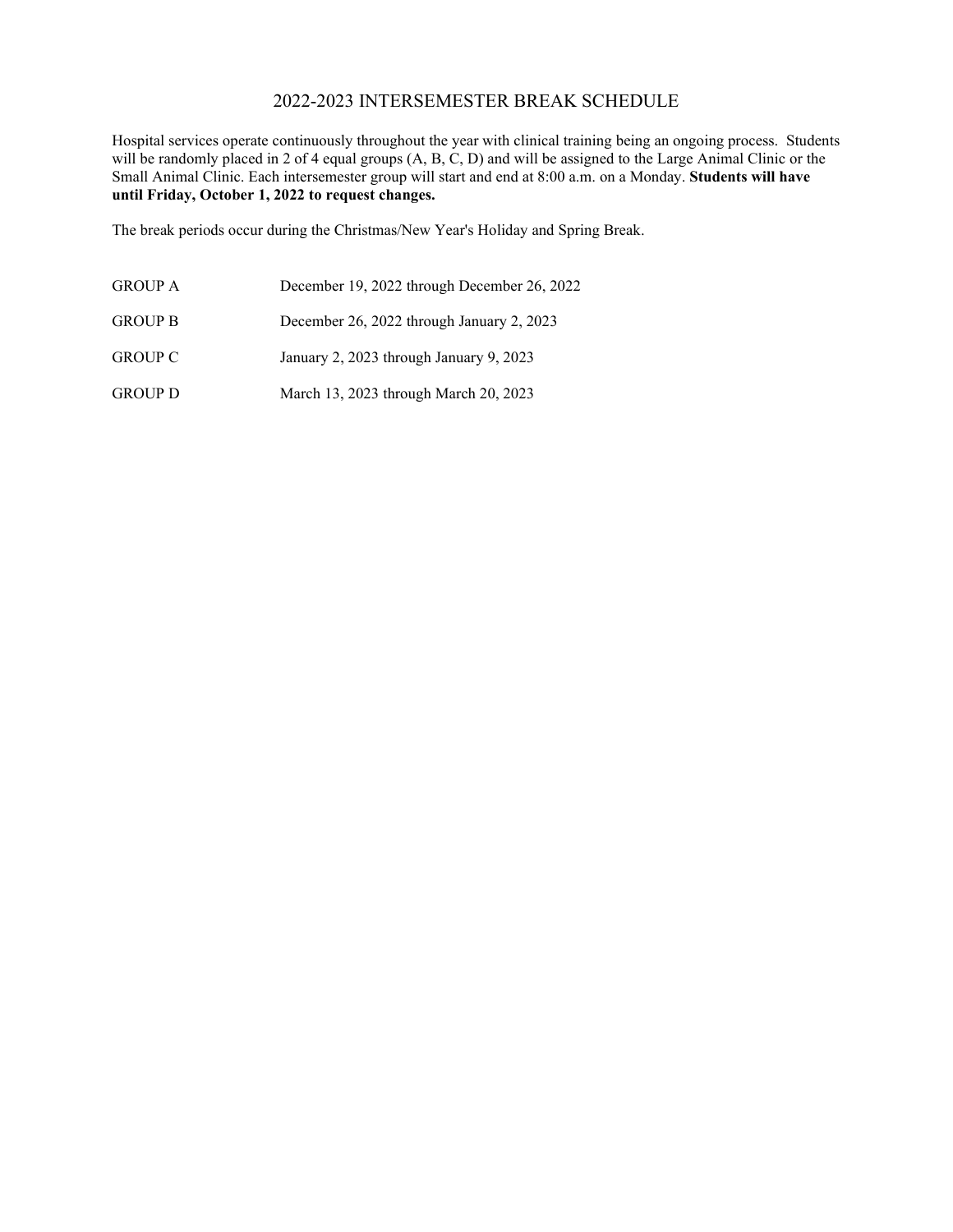# 2022-2023 INTERSEMESTER BREAK SCHEDULE

Hospital services operate continuously throughout the year with clinical training being an ongoing process. Students will be randomly placed in 2 of 4 equal groups (A, B, C, D) and will be assigned to the Large Animal Clinic or the Small Animal Clinic. Each intersemester group will start and end at 8:00 a.m. on a Monday. **Students will have until Friday, October 1, 2022 to request changes.**

The break periods occur during the Christmas/New Year's Holiday and Spring Break.

| | |
|---|---|
| GROUP A | December 19, 2022 through December 26, 2022 |
| GROUP B | December 26, 2022 through January 2, 2023 |
| GROUP C | January 2, 2023 through January 9, 2023 |
| GROUP D | March 13, 2023 through March 20, 2023 |